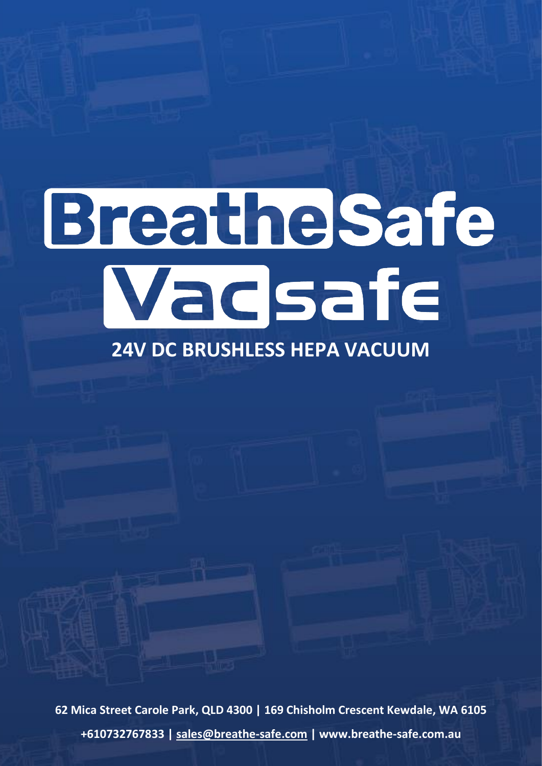# BreatheSafe

# Vacsafe

## 24V DC BRUSHLESS HEPA VACUUM

**62 Mica Street Carole Park, QLD 4300 | 169 Chisholm Crescent Kewdale, WA 6105**

**+610732767833 | sales@breathe-safe.com | www.breathe-safe.com.au**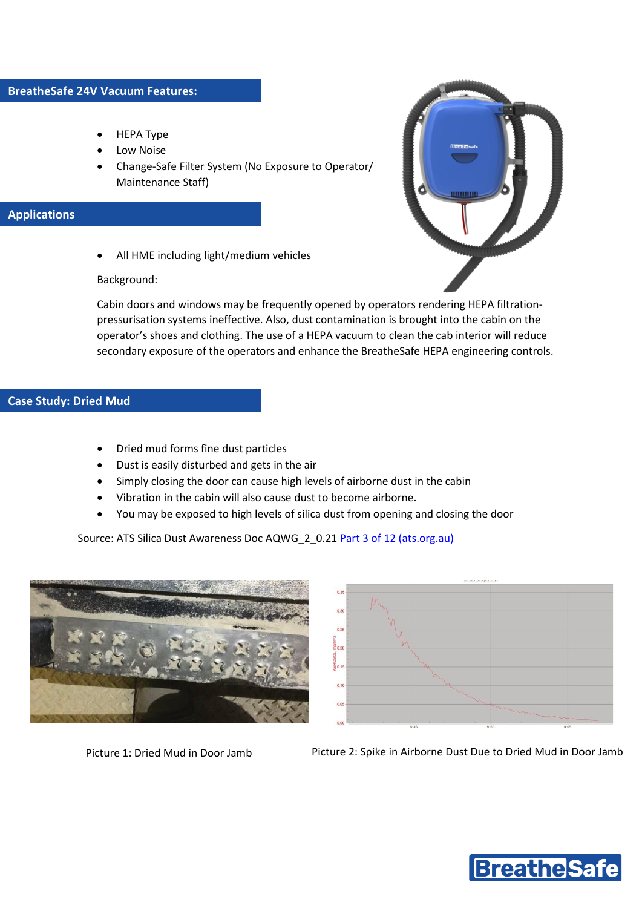## BreatheSafe 24V Vacuum Features:

- HEPA Type
- Low Noise
- Change-Safe Filter System (No Exposure to Operator/ Maintenance Staff)

## Applications

- All HME including light/medium vehicles

Background:

Cabin doors and windows may be frequently opened by operators rendering HEPA filtration-pressurisation systems ineffective. Also, dust contamination is brought into the cabin on the operator's shoes and clothing. The use of a HEPA vacuum to clean the cab interior will reduce secondary exposure of the operators and enhance the BreatheSafe HEPA engineering controls.

## Case Study: Dried Mud

- Dried mud forms fine dust particles
- Dust is easily disturbed and gets in the air
- Simply closing the door can cause high levels of airborne dust in the cabin
- Vibration in the cabin will also cause dust to become airborne.
- You may be exposed to high levels of silica dust from opening and closing the door

Source: ATS Silica Dust Awareness Doc AQWG_2_0.21 [Part 3 of 12 (ats.org.au)]

Picture 1: Dried Mud in Door Jamb

Picture 2: Spike in Airborne Dust Due to Dried Mud in Door Jamb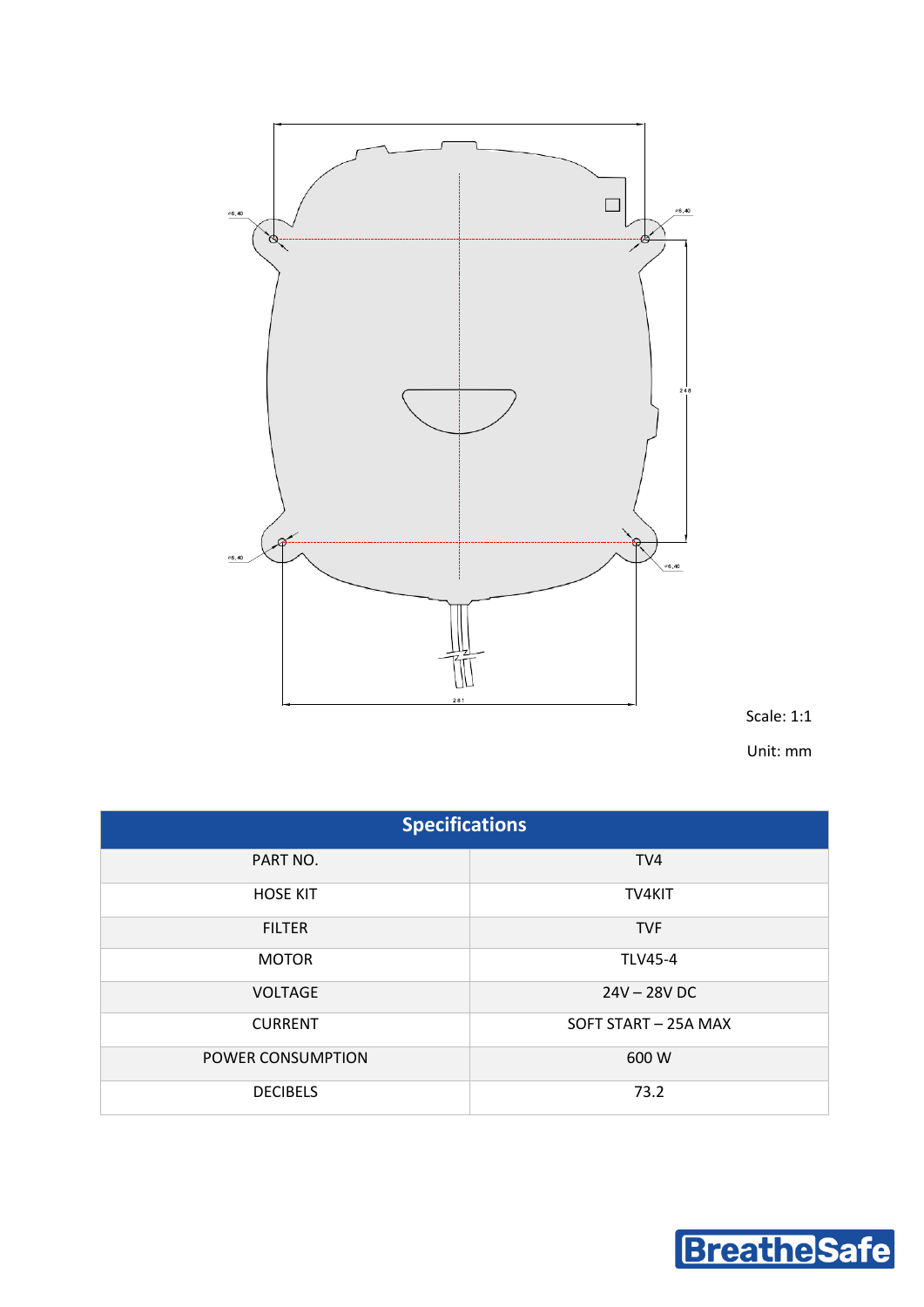ø6,40

ø6,40

248

ø6,40

ø6,40

281

Scale: 1:1

Unit: mm

| Specifications | |
|---|---|
| PART NO. | TV4 |
| HOSE KIT | TV4KIT |
| FILTER | TVF |
| MOTOR | TLV45-4 |
| VOLTAGE | 24V – 28V DC |
| CURRENT | SOFT START – 25A MAX |
| POWER CONSUMPTION | 600 W |
| DECIBELS | 73.2 |

BreatheSafe